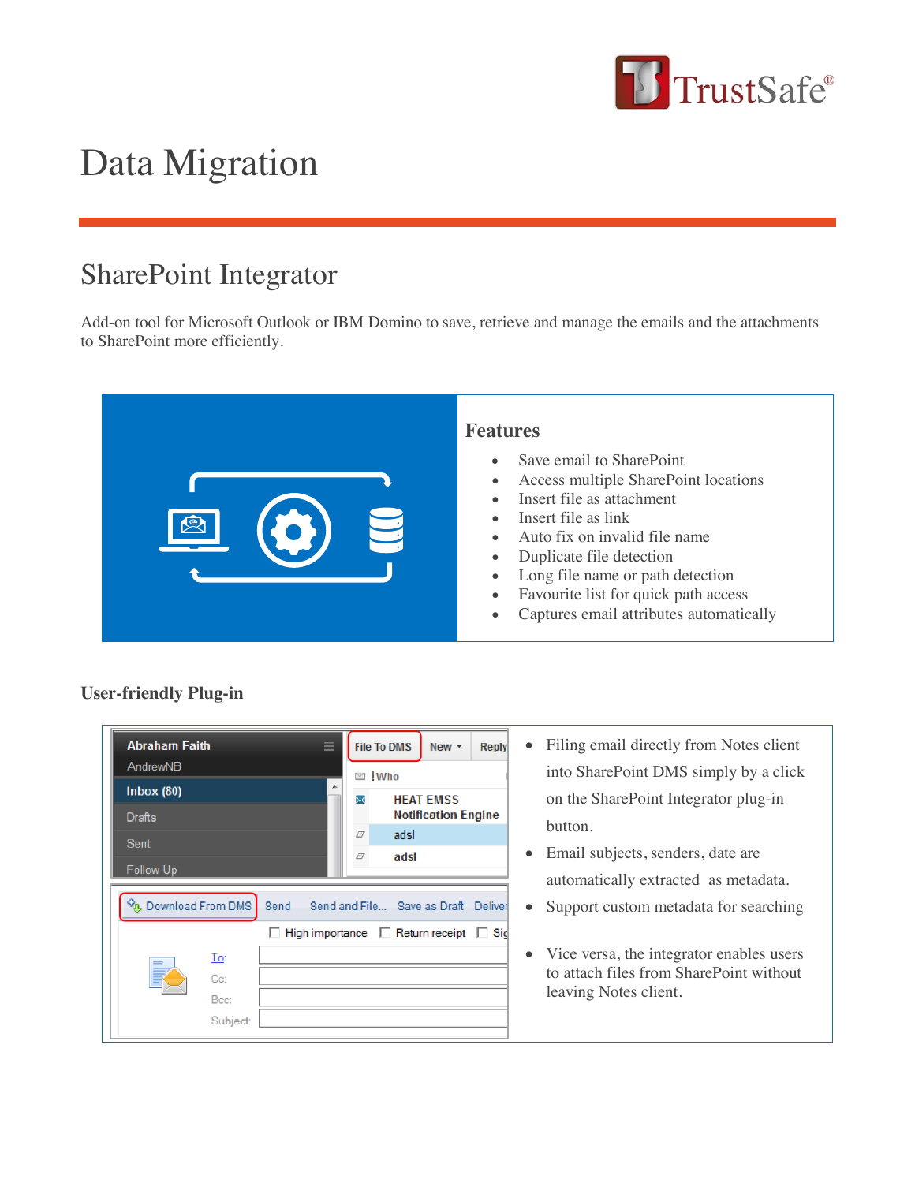# Data Migration

## SharePoint Integrator

Add-on tool for Microsoft Outlook or IBM Domino to save, retrieve and manage the emails and the attachments to SharePoint more efficiently.

### Features

- Save email to SharePoint
- Access multiple SharePoint locations
- Insert file as attachment
- Insert file as link
- Auto fix on invalid file name
- Duplicate file detection
- Long file name or path detection
- Favourite list for quick path access
- Captures email attributes automatically

### User-friendly Plug-in

- Filing email directly from Notes client into SharePoint DMS simply by a click on the SharePoint Integrator plug-in button.
- Email subjects, senders, date are automatically extracted as metadata.
- Support custom metadata for searching
- Vice versa, the integrator enables users to attach files from SharePoint without leaving Notes client.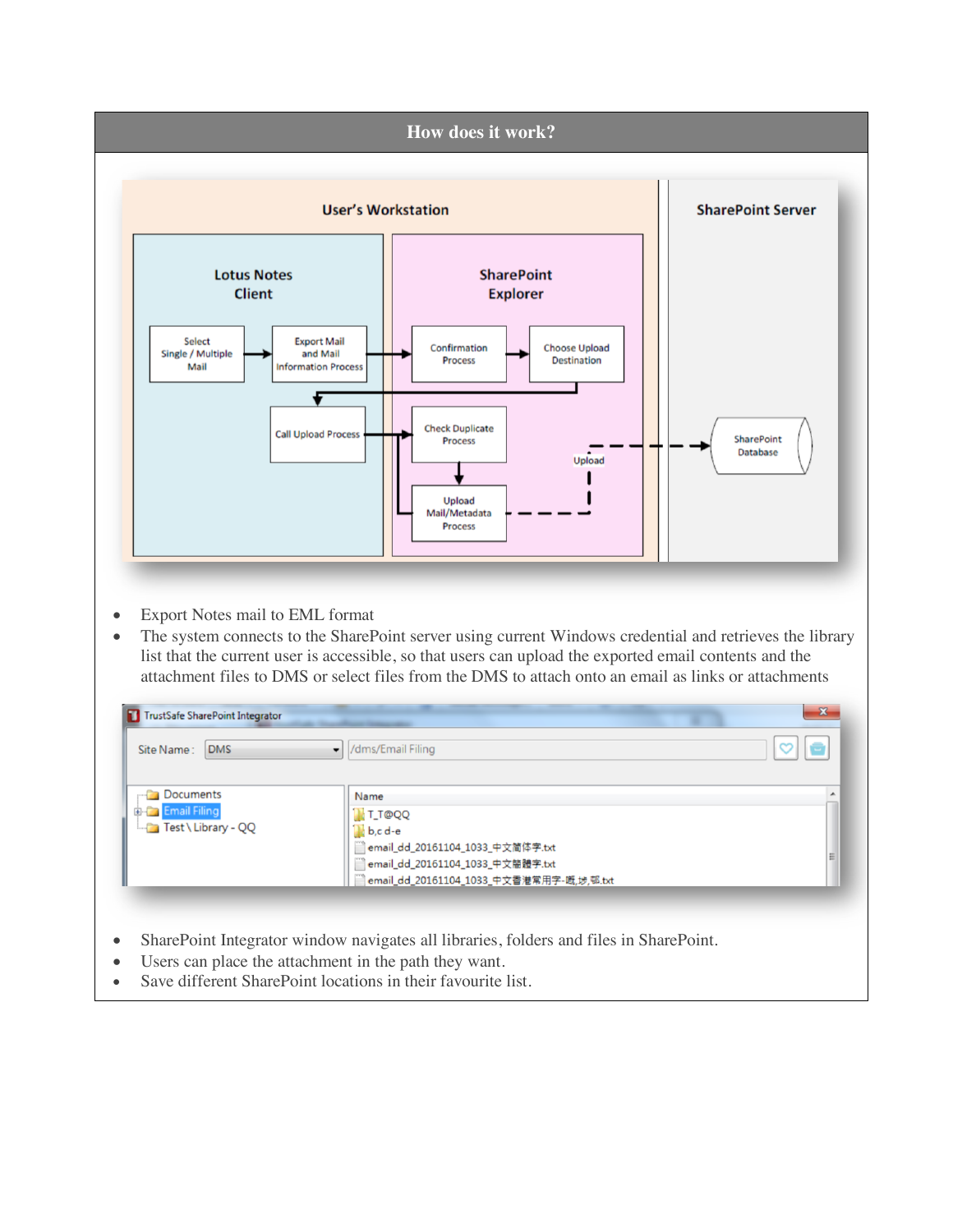## How does it work?

- Export Notes mail to EML format
- The system connects to the SharePoint server using current Windows credential and retrieves the library list that the current user is accessible, so that users can upload the exported email contents and the attachment files to DMS or select files from the DMS to attach onto an email as links or attachments

- SharePoint Integrator window navigates all libraries, folders and files in SharePoint.
- Users can place the attachment in the path they want.
- Save different SharePoint locations in their favourite list.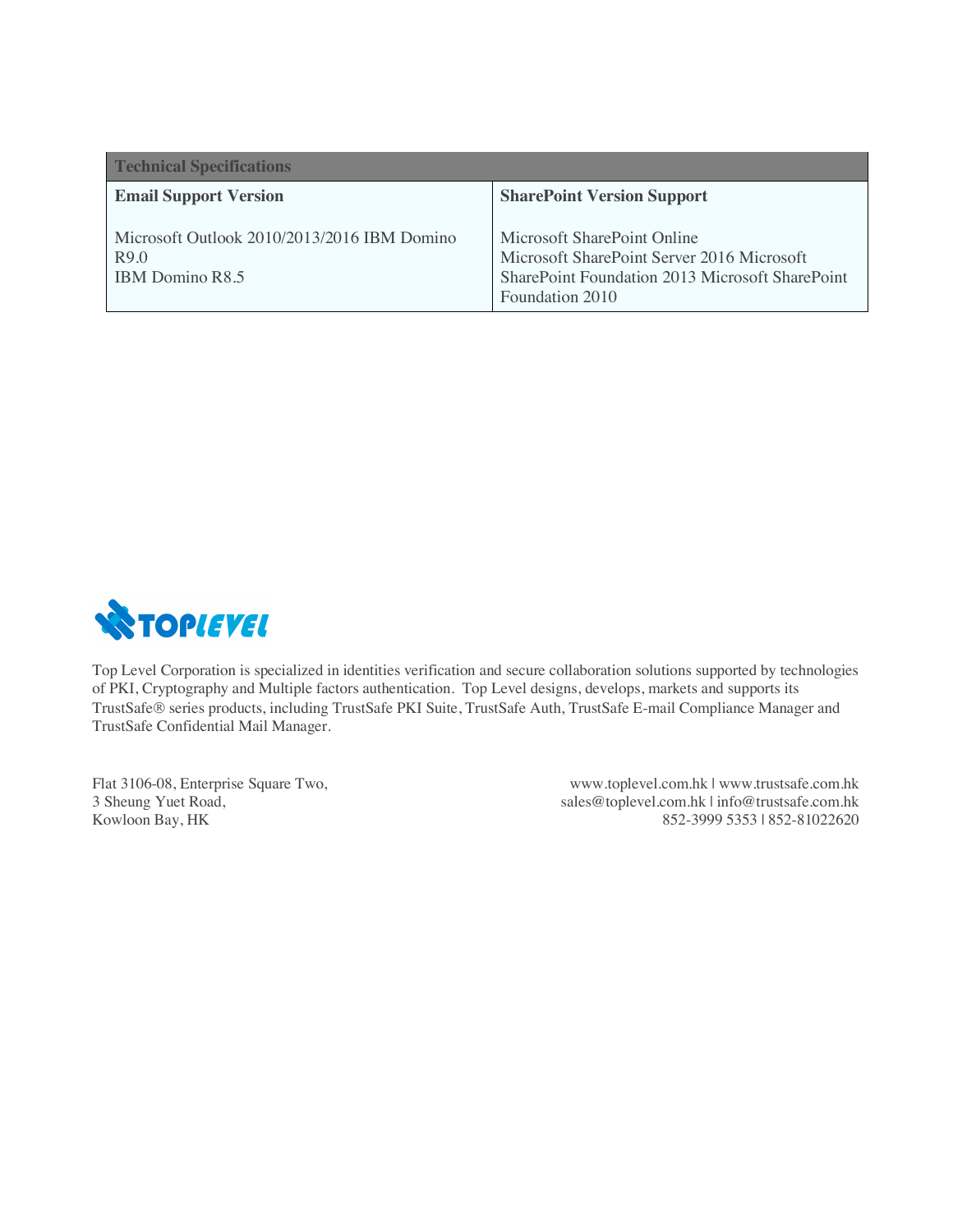| Technical Specifications | |
|---|---|
| **Email Support Version** | **SharePoint Version Support** |
| Microsoft Outlook 2010/2013/2016 IBM Domino R9.0<br>IBM Domino R8.5 | Microsoft SharePoint Online<br>Microsoft SharePoint Server 2016 Microsoft SharePoint Foundation 2013 Microsoft SharePoint Foundation 2010 |

Top Level Corporation is specialized in identities verification and secure collaboration solutions supported by technologies of PKI, Cryptography and Multiple factors authentication. Top Level designs, develops, markets and supports its TrustSafe® series products, including TrustSafe PKI Suite, TrustSafe Auth, TrustSafe E-mail Compliance Manager and TrustSafe Confidential Mail Manager.

Flat 3106-08, Enterprise Square Two,
3 Sheung Yuet Road,
Kowloon Bay, HK

www.toplevel.com.hk | www.trustsafe.com.hk
sales@toplevel.com.hk | info@trustsafe.com.hk
852-3999 5353 | 852-81022620